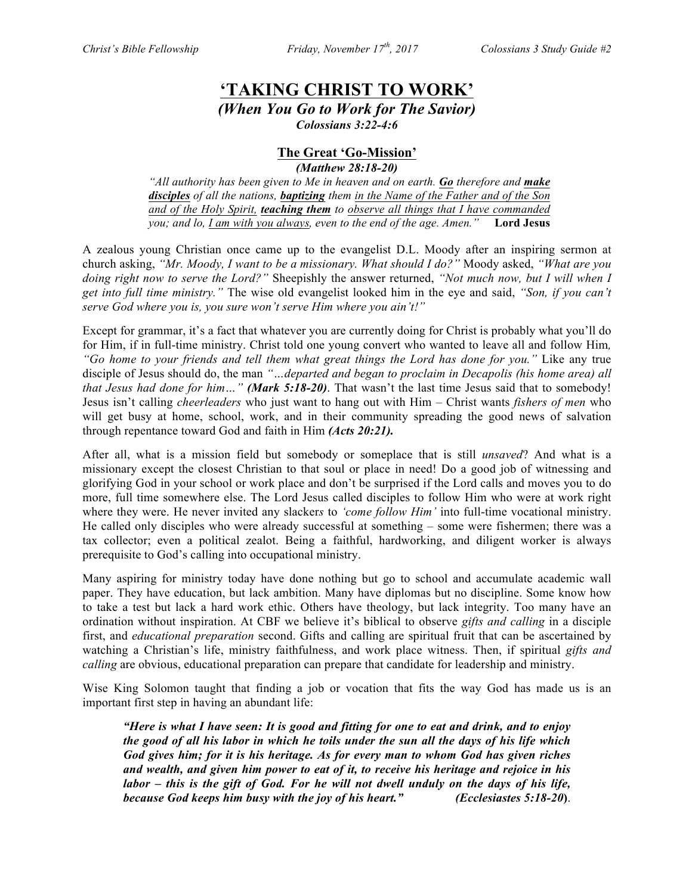# 'TAKING CHRIST TO WORK'

### *(When You Go to Work for The Savior)*

***Colossians 3:22-4:6***

## The Great 'Go-Mission'

***(Matthew 28:18-20)***

*"All authority has been given to Me in heaven and on earth.* ***Go*** *therefore and* ***make disciples*** *of all the nations,* ***baptizing*** *them in the Name of the Father and of the Son and of the Holy Spirit,* ***teaching them*** *to observe all things that I have commanded you; and lo, I am with you always, even to the end of the age. Amen."* **Lord Jesus**

A zealous young Christian once came up to the evangelist D.L. Moody after an inspiring sermon at church asking, *"Mr. Moody, I want to be a missionary. What should I do?"* Moody asked, *"What are you doing right now to serve the Lord?"* Sheepishly the answer returned, *"Not much now, but I will when I get into full time ministry."* The wise old evangelist looked him in the eye and said, *"Son, if you can't serve God where you is, you sure won't serve Him where you ain't!"*

Except for grammar, it's a fact that whatever you are currently doing for Christ is probably what you'll do for Him, if in full-time ministry. Christ told one young convert who wanted to leave all and follow Him, *"Go home to your friends and tell them what great things the Lord has done for you."* Like any true disciple of Jesus should do, the man *"…departed and began to proclaim in Decapolis (his home area) all that Jesus had done for him…"* ***(Mark 5:18-20)***. That wasn't the last time Jesus said that to somebody! Jesus isn't calling *cheerleaders* who just want to hang out with Him – Christ wants *fishers of men* who will get busy at home, school, work, and in their community spreading the good news of salvation through repentance toward God and faith in Him ***(Acts 20:21).***

After all, what is a mission field but somebody or someplace that is still *unsaved*? And what is a missionary except the closest Christian to that soul or place in need! Do a good job of witnessing and glorifying God in your school or work place and don't be surprised if the Lord calls and moves you to do more, full time somewhere else. The Lord Jesus called disciples to follow Him who were at work right where they were. He never invited any slackers to *'come follow Him'* into full-time vocational ministry. He called only disciples who were already successful at something – some were fishermen; there was a tax collector; even a political zealot. Being a faithful, hardworking, and diligent worker is always prerequisite to God's calling into occupational ministry.

Many aspiring for ministry today have done nothing but go to school and accumulate academic wall paper. They have education, but lack ambition. Many have diplomas but no discipline. Some know how to take a test but lack a hard work ethic. Others have theology, but lack integrity. Too many have an ordination without inspiration. At CBF we believe it's biblical to observe *gifts and calling* in a disciple first, and *educational preparation* second. Gifts and calling are spiritual fruit that can be ascertained by watching a Christian's life, ministry faithfulness, and work place witness. Then, if spiritual *gifts and calling* are obvious, educational preparation can prepare that candidate for leadership and ministry.

Wise King Solomon taught that finding a job or vocation that fits the way God has made us is an important first step in having an abundant life:

> ***"Here is what I have seen: It is good and fitting for one to eat and drink, and to enjoy the good of all his labor in which he toils under the sun all the days of his life which God gives him; for it is his heritage. As for every man to whom God has given riches and wealth, and given him power to eat of it, to receive his heritage and rejoice in his labor – this is the gift of God. For he will not dwell unduly on the days of his life, because God keeps him busy with the joy of his heart."* (Ecclesiastes 5:18-20)**.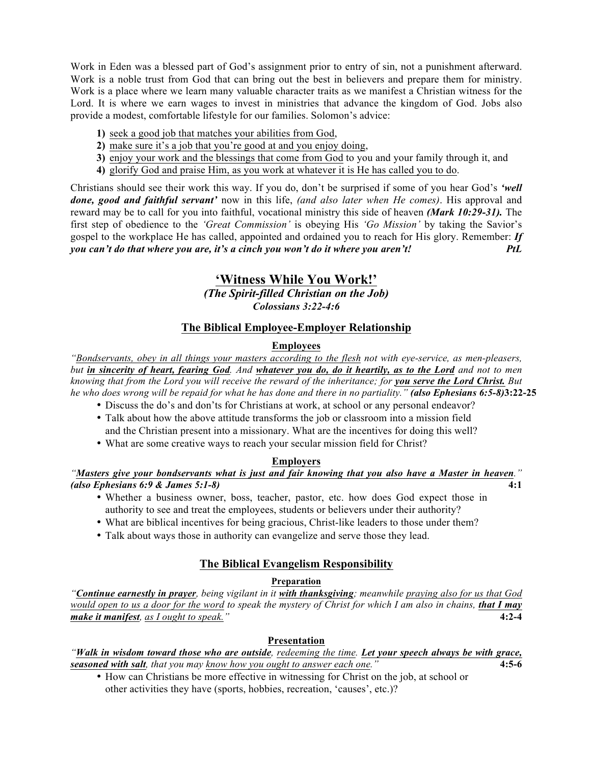Work in Eden was a blessed part of God's assignment prior to entry of sin, not a punishment afterward. Work is a noble trust from God that can bring out the best in believers and prepare them for ministry. Work is a place where we learn many valuable character traits as we manifest a Christian witness for the Lord. It is where we earn wages to invest in ministries that advance the kingdom of God. Jobs also provide a modest, comfortable lifestyle for our families. Solomon's advice:

1) seek a good job that matches your abilities from God,
2) make sure it's a job that you're good at and you enjoy doing,
3) enjoy your work and the blessings that come from God to you and your family through it, and
4) glorify God and praise Him, as you work at whatever it is He has called you to do.

Christians should see their work this way. If you do, don't be surprised if some of you hear God's ***'well done, good and faithful servant'*** now in this life, *(and also later when He comes)*. His approval and reward may be to call for you into faithful, vocational ministry this side of heaven ***(Mark 10:29-31).*** The first step of obedience to the *'Great Commission'* is obeying His *'Go Mission'* by taking the Savior's gospel to the workplace He has called, appointed and ordained you to reach for His glory. Remember: ***If you can't do that where you are, it's a cinch you won't do it where you aren't!*** ***PtL***

## 'Witness While You Work!'

***(The Spirit-filled Christian on the Job)***
***Colossians 3:22-4:6***

### The Biblical Employee-Employer Relationship

#### Employees

*"Bondservants, obey in all things your masters according to the flesh not with eye-service, as men-pleasers, but* ***in sincerity of heart, fearing God****. And* ***whatever you do, do it heartily, as to the Lord*** *and not to men knowing that from the Lord you will receive the reward of the inheritance; for* ***you serve the Lord Christ.*** *But he who does wrong will be repaid for what he has done and there in no partiality."* ***(also Ephesians 6:5-8)*****3:22-25**

- Discuss the do's and don'ts for Christians at work, at school or any personal endeavor?
- Talk about how the above attitude transforms the job or classroom into a mission field and the Christian present into a missionary. What are the incentives for doing this well?
- What are some creative ways to reach your secular mission field for Christ?

#### Employers

*"****Masters give your bondservants what is just and fair knowing that you also have a Master in heaven****."* ***(also Ephesians 6:9 & James 5:1-8)*** **4:1**

- Whether a business owner, boss, teacher, pastor, etc. how does God expect those in authority to see and treat the employees, students or believers under their authority?
- What are biblical incentives for being gracious, Christ-like leaders to those under them?
- Talk about ways those in authority can evangelize and serve those they lead.

### The Biblical Evangelism Responsibility

#### Preparation

*"****Continue earnestly in prayer****, being vigilant in it* ***with thanksgiving****; meanwhile praying also for us that God would open to us a door for the word to speak the mystery of Christ for which I am also in chains,* ***that I may make it manifest****, as I ought to speak."* **4:2-4**

#### Presentation

*"****Walk in wisdom toward those who are outside****, redeeming the time.* ***Let your speech always be with grace, seasoned with salt****, that you may know how you ought to answer each one."* **4:5-6**

- How can Christians be more effective in witnessing for Christ on the job, at school or other activities they have (sports, hobbies, recreation, 'causes', etc.)?